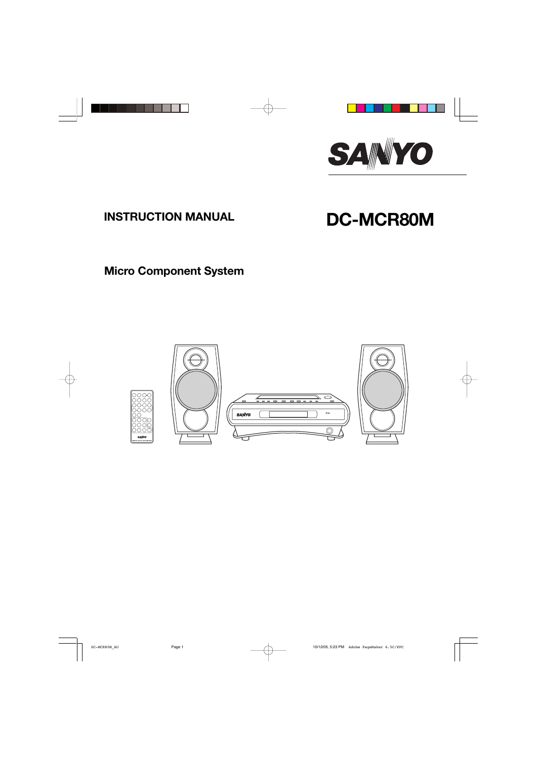SANYO

# INSTRUCTION MANUAL

# DC-MCR80M

## Micro Component System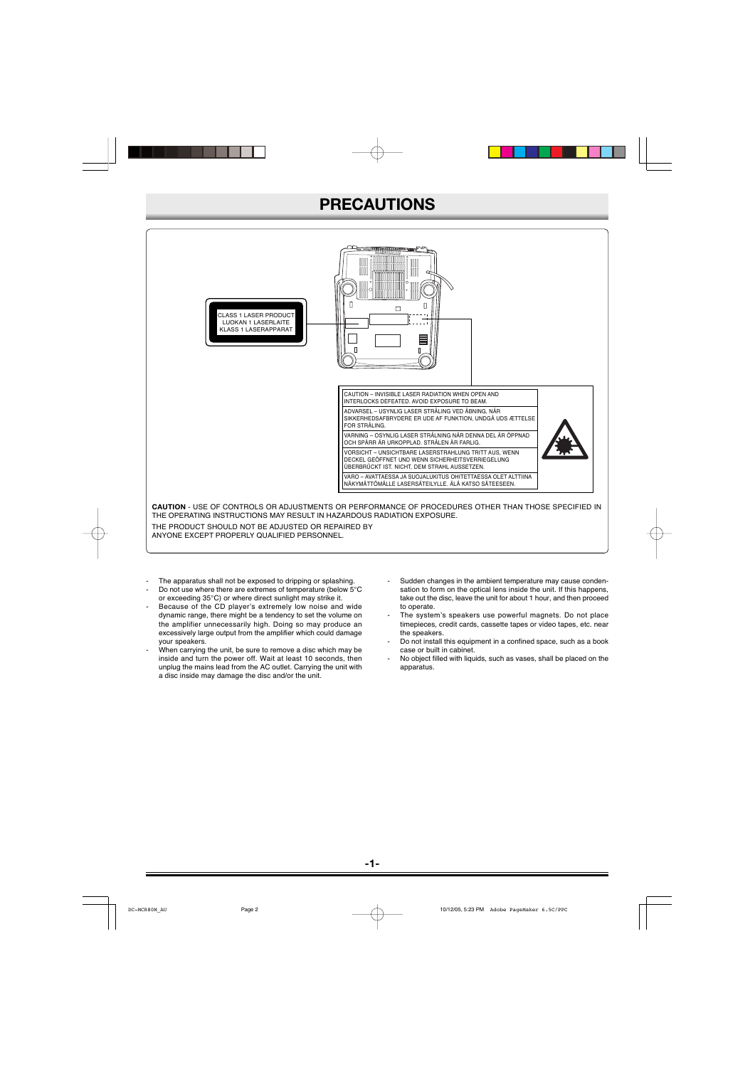# PRECAUTIONS

CLASS 1 LASER PRODUCT
LUOKAN 1 LASERLAITE
KLASS 1 LASERAPPARAT

CAUTION – INVISIBLE LASER RADIATION WHEN OPEN AND INTERLOCKS DEFEATED. AVOID EXPOSURE TO BEAM.

ADVARSEL – USYNLIG LASER STRÅLING VED ÅBNING, NÅR SIKKERHEDSAFBRYDERE ER UDE AF FUNKTION, UNDGÅ UDS ÆTTELSE FOR STRÅLING.

VARNING – OSYNLIG LASER STRÅLNING NÄR DENNA DEL ÄR ÖPPNAD OCH SPÄRR ÄR URKOPPLAD. STRÅLEN ÄR FARLIG.

VORSICHT – UNSICHTBARE LASERSTRAHLUNG TRITT AUS, WENN DECKEL GEÖFFNET UND WENN SICHERHEITSVERRIEGELUNG ÜBERBRÜCKT IST. NICHT, DEM STRAHL AUSSETZEN.

VARO – AVATTAESSA JA SUOJALUKITUS OHITETTAESSA OLET ALTTIINA NÄKYMÄTTÖMÄLLE LASERSÄTEILYLLE. ÄLÄ KATSO SÄTEESEEN.

**CAUTION** - USE OF CONTROLS OR ADJUSTMENTS OR PERFORMANCE OF PROCEDURES OTHER THAN THOSE SPECIFIED IN THE OPERATING INSTRUCTIONS MAY RESULT IN HAZARDOUS RADIATION EXPOSURE.

THE PRODUCT SHOULD NOT BE ADJUSTED OR REPAIRED BY ANYONE EXCEPT PROPERLY QUALIFIED PERSONNEL.

- The apparatus shall not be exposed to dripping or splashing.
- Do not use where there are extremes of temperature (below 5°C or exceeding 35°C) or where direct sunlight may strike it.
- Because of the CD player's extremely low noise and wide dynamic range, there might be a tendency to set the volume on the amplifier unnecessarily high. Doing so may produce an excessively large output from the amplifier which could damage your speakers.
- When carrying the unit, be sure to remove a disc which may be inside and turn the power off. Wait at least 10 seconds, then unplug the mains lead from the AC outlet. Carrying the unit with a disc inside may damage the disc and/or the unit.
- Sudden changes in the ambient temperature may cause condensation to form on the optical lens inside the unit. If this happens, take out the disc, leave the unit for about 1 hour, and then proceed to operate.
- The system's speakers use powerful magnets. Do not place timepieces, credit cards, cassette tapes or video tapes, etc. near the speakers.
- Do not install this equipment in a confined space, such as a book case or built in cabinet.
- No object filled with liquids, such as vases, shall be placed on the apparatus.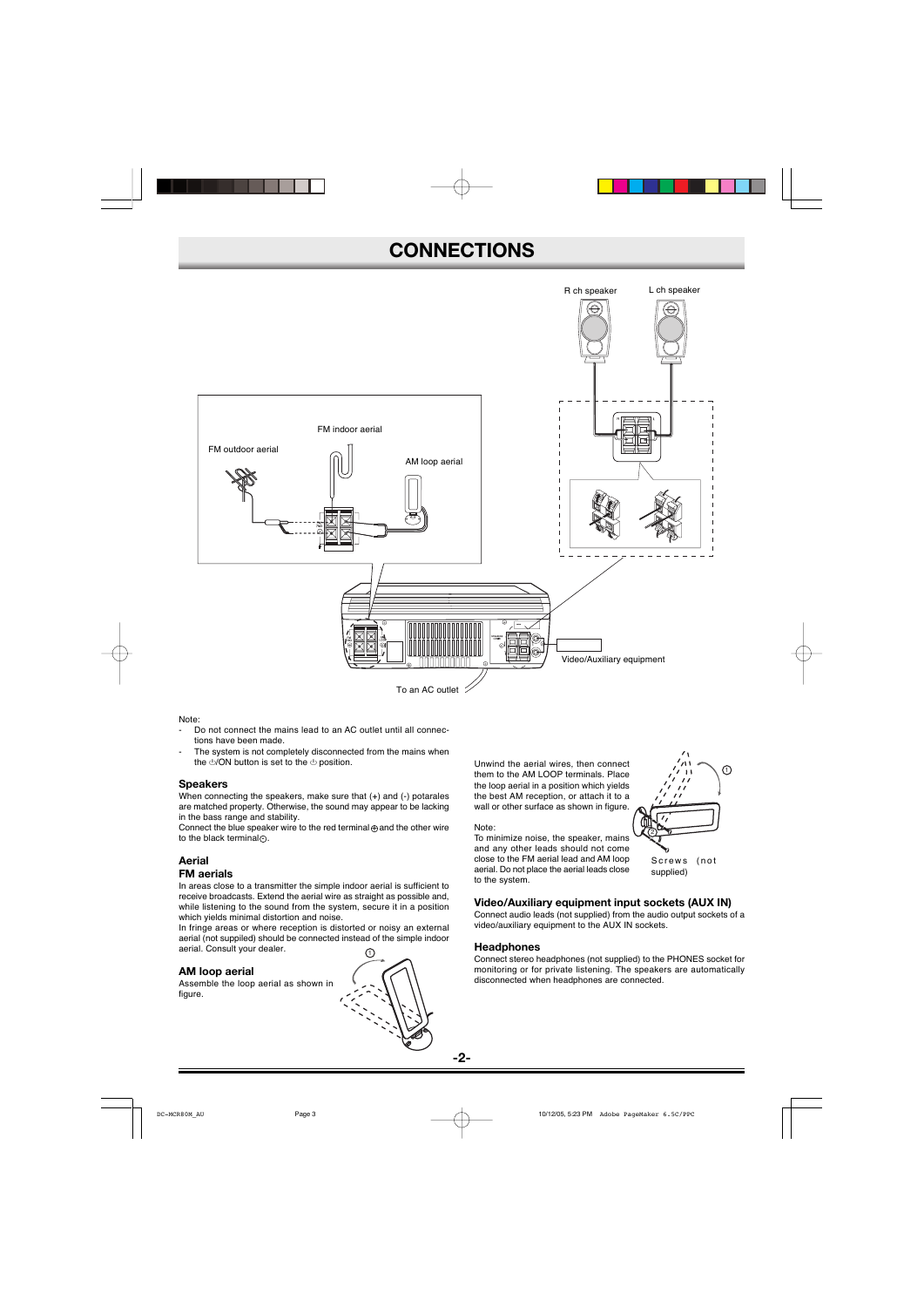# CONNECTIONS

R ch speaker

L ch speaker

FM indoor aerial

FM outdoor aerial

AM loop aerial

Video/Auxiliary equipment

To an AC outlet

Note:

- Do not connect the mains lead to an AC outlet until all connections have been made.
- The system is not completely disconnected from the mains when the ⏻/ON button is set to the ⏻ position.

## Speakers

When connecting the speakers, make sure that (+) and (-) potarales are matched property. Otherwise, the sound may appear to be lacking in the bass range and stability.

Connect the blue speaker wire to the red terminal ⊕ and the other wire to the black terminal ⊖.

## Aerial

### FM aerials

In areas close to a transmitter the simple indoor aerial is sufficient to receive broadcasts. Extend the aerial wire as straight as possible and, while listening to the sound from the system, secure it in a position which yields minimal distortion and noise.

In fringe areas or where reception is distorted or noisy an external aerial (not suppiled) should be connected instead of the simple indoor aerial. Consult your dealer.

### AM loop aerial

Assemble the loop aerial as shown in figure.

Unwind the aerial wires, then connect them to the AM LOOP terminals. Place the loop aerial in a position which yields the best AM reception, or attach it to a wall or other surface as shown in figure.

Note:

To minimize noise, the speaker, mains and any other leads should not come close to the FM aerial lead and AM loop aerial. Do not place the aerial leads close to the system.

Screws (not supplied)

## Video/Auxiliary equipment input sockets (AUX IN)

Connect audio leads (not supplied) from the audio output sockets of a video/auxiliary equipment to the AUX IN sockets.

## Headphones

Connect stereo headphones (not supplied) to the PHONES socket for monitoring or for private listening. The speakers are automatically disconnected when headphones are connected.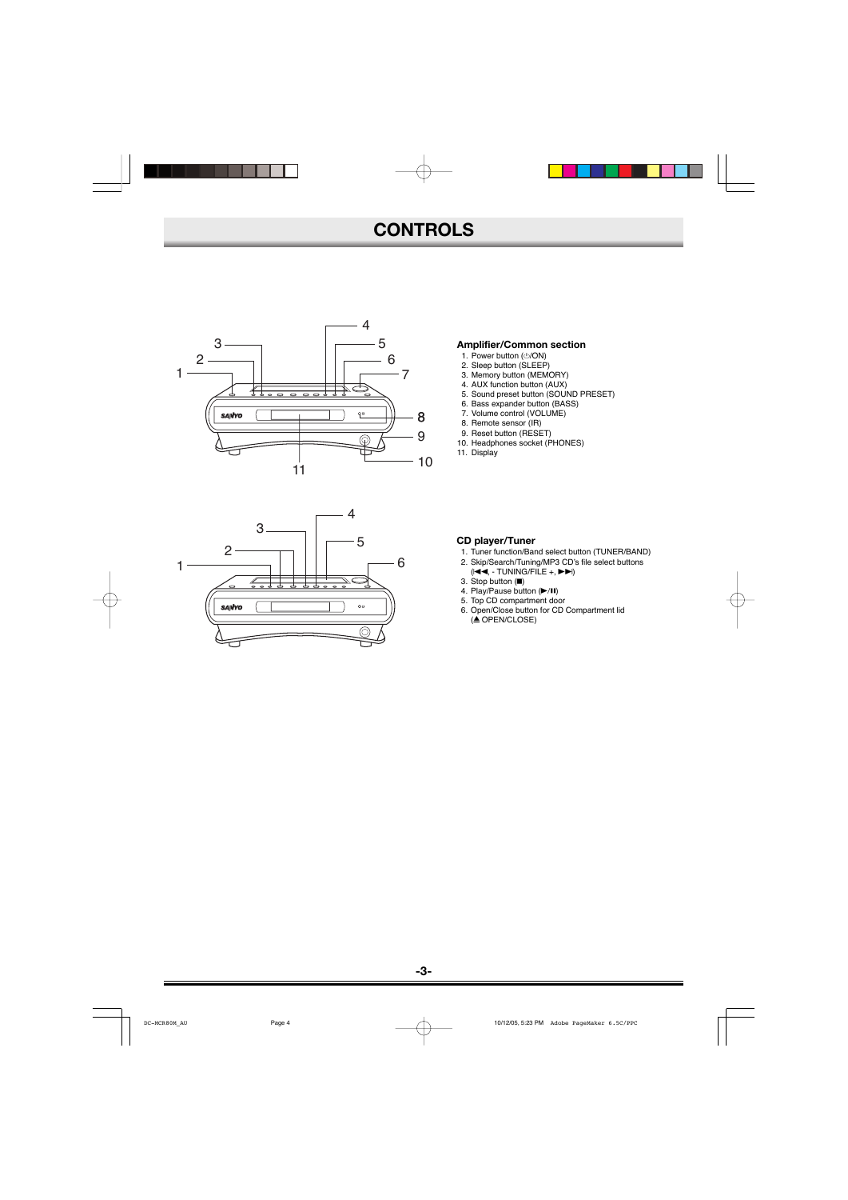# CONTROLS

### Amplifier/Common section

1. Power button (⏻/ON)
2. Sleep button (SLEEP)
3. Memory button (MEMORY)
4. AUX function button (AUX)
5. Sound preset button (SOUND PRESET)
6. Bass expander button (BASS)
7. Volume control (VOLUME)
8. Remote sensor (IR)
9. Reset button (RESET)
10. Headphones socket (PHONES)
11. Display

### CD player/Tuner

1. Tuner function/Band select button (TUNER/BAND)
2. Skip/Search/Tuning/MP3 CD's file select buttons (|◀◀, - TUNING/FILE +, ▶▶|)
3. Stop button (■)
4. Play/Pause button (▶/❚❚)
5. Top CD compartment door
6. Open/Close button for CD Compartment lid (⏏ OPEN/CLOSE)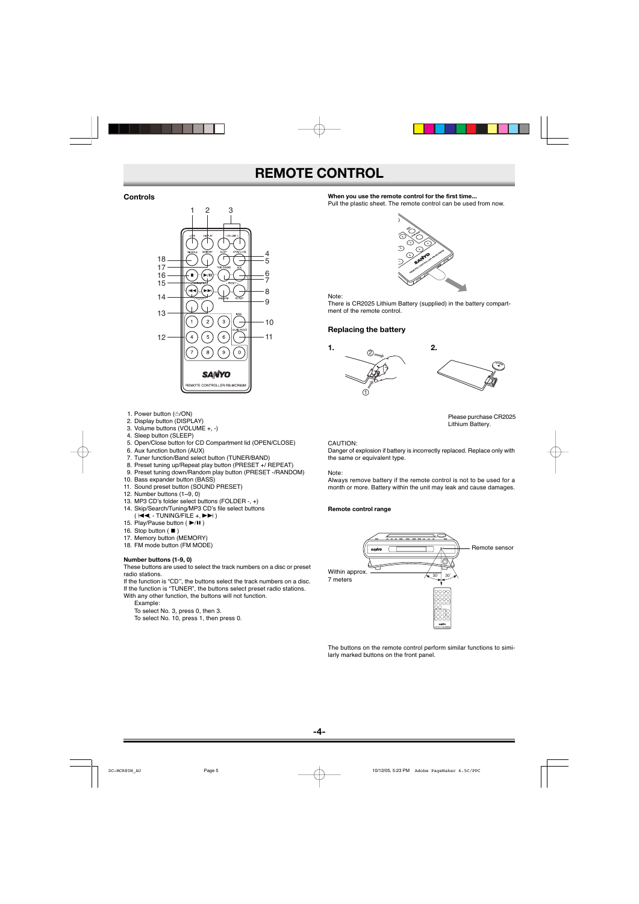# REMOTE CONTROL

## Controls

1. Power button (⏻/ON)
2. Display button (DISPLAY)
3. Volume buttons (VOLUME +, -)
4. Sleep button (SLEEP)
5. Open/Close button for CD Compartment lid (OPEN/CLOSE)
6. Aux function button (AUX)
7. Tuner function/Band select button (TUNER/BAND)
8. Preset tuning up/Repeat play button (PRESET +/ REPEAT)
9. Preset tuning down/Random play button (PRESET -/RANDOM)
10. Bass expander button (BASS)
11. Sound preset button (SOUND PRESET)
12. Number buttons (1~9, 0)
13. MP3 CD's folder select buttons (FOLDER -, +)
14. Skip/Search/Tuning/MP3 CD's file select buttons ( |◀◀ - TUNING/FILE +, ▶▶| )
15. Play/Pause button ( ▶/❚❚ )
16. Stop button ( ■ )
17. Memory button (MEMORY)
18. FM mode button (FM MODE)

**Number buttons (1-9, 0)**

These buttons are used to select the track numbers on a disc or preset radio stations.

If the function is "CD", the buttons select the track numbers on a disc.

If the function is "TUNER", the buttons select preset radio stations.

With any other function, the buttons will not function.

Example:

To select No. 3, press 0, then 3.

To select No. 10, press 1, then press 0.

**When you use the remote control for the first time...**

Pull the plastic sheet. The remote control can be used from now.

Note:

There is CR2025 Lithium Battery (supplied) in the battery compartment of the remote control.

## Replacing the battery

**1.** **2.**

Please purchase CR2025 Lithium Battery.

CAUTION:

Danger of explosion if battery is incorrectly replaced. Replace only with the same or equivalent type.

Note:

Always remove battery if the remote control is not to be used for a month or more. Battery within the unit may leak and cause damages.

**Remote control range**

Remote sensor

Within approx. 7 meters

30° 30°

The buttons on the remote control perform similar functions to similarly marked buttons on the front panel.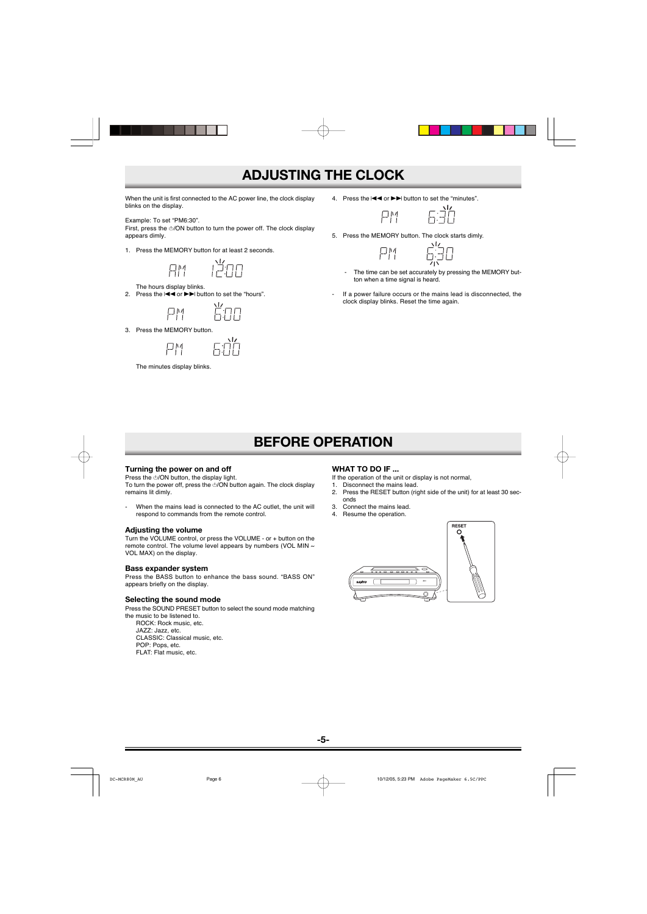# ADJUSTING THE CLOCK

When the unit is first connected to the AC power line, the clock display blinks on the display.

Example: To set "PM6:30".
First, press the ⏻/ON button to turn the power off. The clock display appears dimly.

1. Press the MEMORY button for at least 2 seconds.

   AM 12:00

   The hours display blinks.
2. Press the |◀◀ or ▶▶| button to set the "hours".

   PM 6:00

3. Press the MEMORY button.

   PM 6:00

   The minutes display blinks.

4. Press the |◀◀ or ▶▶| button to set the "minutes".

   PM 6:30

5. Press the MEMORY button. The clock starts dimly.

   PM 6:30

   - The time can be set accurately by pressing the MEMORY button when a time signal is heard.

- If a power failure occurs or the mains lead is disconnected, the clock display blinks. Reset the time again.

# BEFORE OPERATION

## Turning the power on and off

Press the ⏻/ON button, the display light.
To turn the power off, press the ⏻/ON button again. The clock display remains lit dimly.

- When the mains lead is connected to the AC outlet, the unit will respond to commands from the remote control.

## Adjusting the volume

Turn the VOLUME control, or press the VOLUME - or + button on the remote control. The volume level appears by numbers (VOL MIN ~ VOL MAX) on the display.

## Bass expander system

Press the BASS button to enhance the bass sound. "BASS ON" appears briefly on the display.

## Selecting the sound mode

Press the SOUND PRESET button to select the sound mode matching the music to be listened to.

ROCK: Rock music, etc.
JAZZ: Jazz, etc.
CLASSIC: Classical music, etc.
POP: Pops, etc.
FLAT: Flat music, etc.

## WHAT TO DO IF ...

If the operation of the unit or display is not normal,

1. Disconnect the mains lead.
2. Press the RESET button (right side of the unit) for at least 30 seconds
3. Connect the mains lead.
4. Resume the operation.

RESET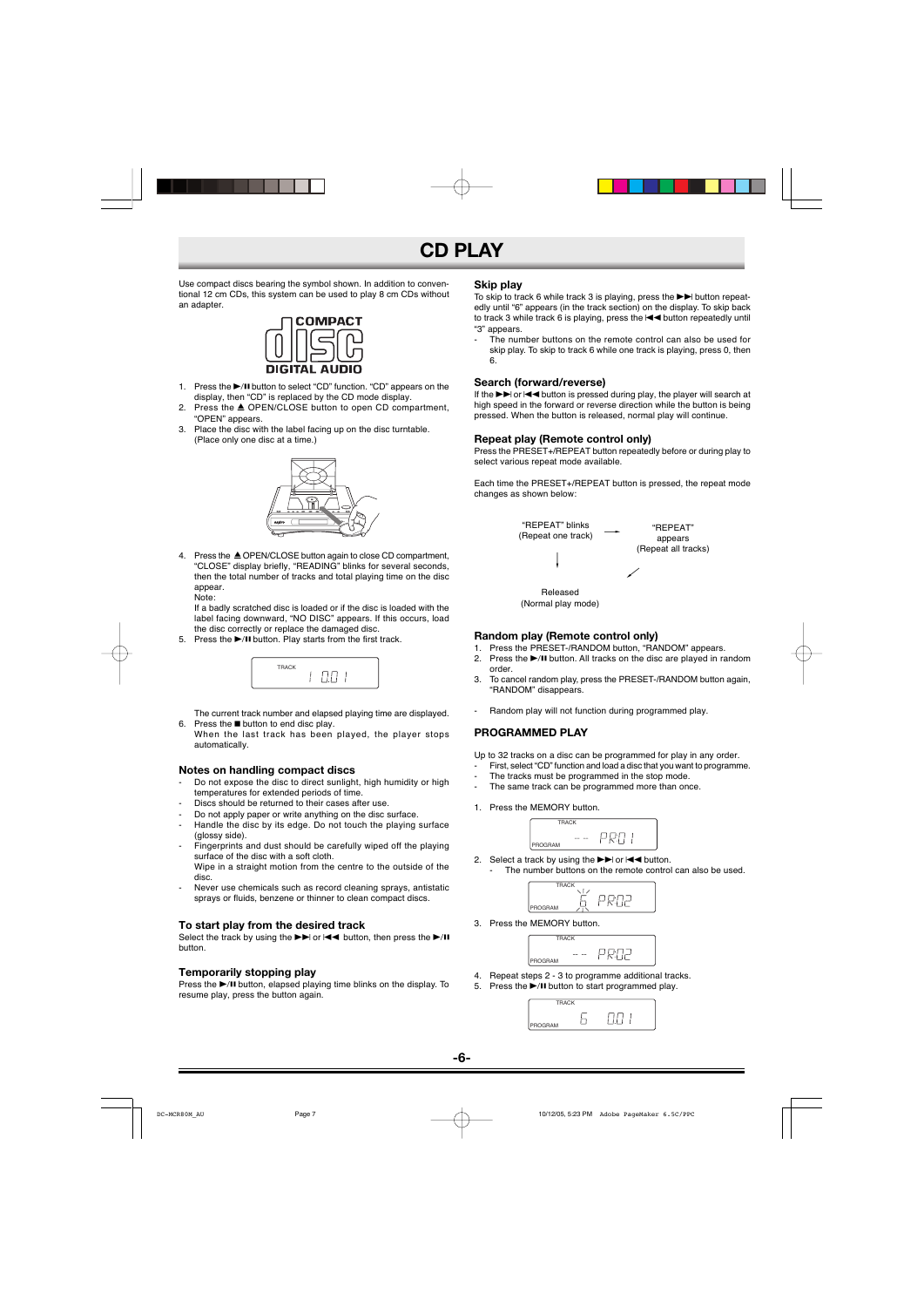# CD PLAY

Use compact discs bearing the symbol shown. In addition to conventional 12 cm CDs, this system can be used to play 8 cm CDs without an adapter.

1. Press the ►/II button to select "CD" function. "CD" appears on the display, then "CD" is replaced by the CD mode display.
2. Press the ▲ OPEN/CLOSE button to open CD compartment, "OPEN" appears.
3. Place the disc with the label facing up on the disc turntable. (Place only one disc at a time.)
4. Press the ▲ OPEN/CLOSE button again to close CD compartment, "CLOSE" display briefly, "READING" blinks for several seconds, then the total number of tracks and total playing time on the disc appear.
   Note:
   If a badly scratched disc is loaded or if the disc is loaded with the label facing downward, "NO DISC" appears. If this occurs, load the disc correctly or replace the damaged disc.
5. Press the ►/II button. Play starts from the first track.

   The current track number and elapsed playing time are displayed.
6. Press the ■ button to end disc play.
   When the last track has been played, the player stops automatically.

### Notes on handling compact discs

- Do not expose the disc to direct sunlight, high humidity or high temperatures for extended periods of time.
- Discs should be returned to their cases after use.
- Do not apply paper or write anything on the disc surface.
- Handle the disc by its edge. Do not touch the playing surface (glossy side).
- Fingerprints and dust should be carefully wiped off the playing surface of the disc with a soft cloth.
  Wipe in a straight motion from the centre to the outside of the disc.
- Never use chemicals such as record cleaning sprays, antistatic sprays or fluids, benzene or thinner to clean compact discs.

### To start play from the desired track

Select the track by using the ►►I or I◄◄ button, then press the ►/II button.

### Temporarily stopping play

Press the ►/II button, elapsed playing time blinks on the display. To resume play, press the button again.

### Skip play

To skip to track 6 while track 3 is playing, press the ►►I button repeatedly until "6" appears (in the track section) on the display. To skip back to track 3 while track 6 is playing, press the I◄◄ button repeatedly until "3" appears.

- The number buttons on the remote control can also be used for skip play. To skip to track 6 while one track is playing, press 0, then 6.

### Search (forward/reverse)

If the ►►I or I◄◄ button is pressed during play, the player will search at high speed in the forward or reverse direction while the button is being pressed. When the button is released, normal play will continue.

### Repeat play (Remote control only)

Press the PRESET+/REPEAT button repeatedly before or during play to select various repeat mode available.

Each time the PRESET+/REPEAT button is pressed, the repeat mode changes as shown below:

"REPEAT" blinks (Repeat one track) → "REPEAT" appears (Repeat all tracks) → Released (Normal play mode) → "REPEAT" blinks (Repeat one track)

### Random play (Remote control only)

1. Press the PRESET-/RANDOM button, "RANDOM" appears.
2. Press the ►/II button. All tracks on the disc are played in random order.
3. To cancel random play, press the PRESET-/RANDOM button again, "RANDOM" disappears.

- Random play will not function during programmed play.

### PROGRAMMED PLAY

Up to 32 tracks on a disc can be programmed for play in any order.

- First, select "CD" function and load a disc that you want to programme.
- The tracks must be programmed in the stop mode.
- The same track can be programmed more than once.

1. Press the MEMORY button.
2. Select a track by using the ►►I or I◄◄ button.
   - The number buttons on the remote control can also be used.
3. Press the MEMORY button.
4. Repeat steps 2 - 3 to programme additional tracks.
5. Press the ►/II button to start programmed play.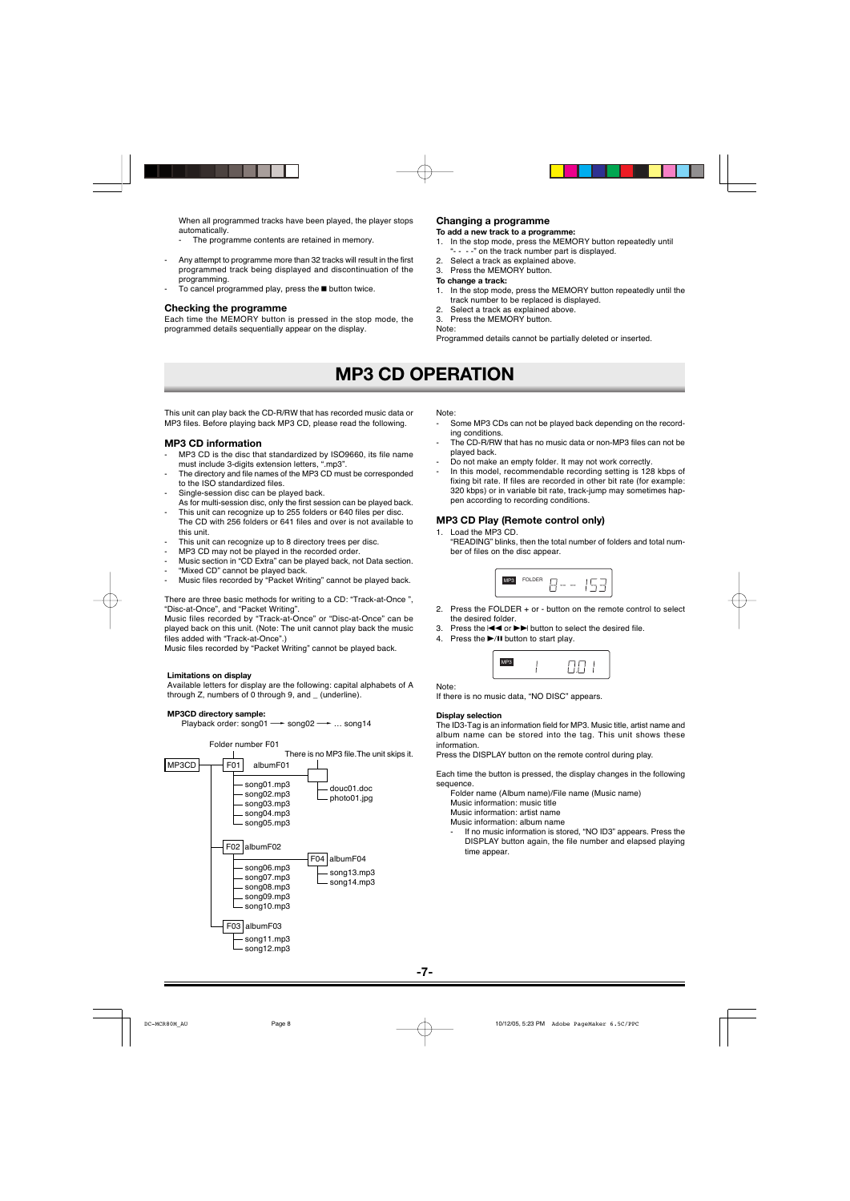When all programmed tracks have been played, the player stops automatically.

- The programme contents are retained in memory.

- Any attempt to programme more than 32 tracks will result in the first programmed track being displayed and discontinuation of the programming.
- To cancel programmed play, press the ■ button twice.

### Checking the programme

Each time the MEMORY button is pressed in the stop mode, the programmed details sequentially appear on the display.

### Changing a programme

**To add a new track to a programme:**

1. In the stop mode, press the MEMORY button repeatedly until "- - - -" on the track number part is displayed.
2. Select a track as explained above.
3. Press the MEMORY button.

**To change a track:**

1. In the stop mode, press the MEMORY button repeatedly until the track number to be replaced is displayed.
2. Select a track as explained above.
3. Press the MEMORY button.

Note:
Programmed details cannot be partially deleted or inserted.

# MP3 CD OPERATION

This unit can play back the CD-R/RW that has recorded music data or MP3 files. Before playing back MP3 CD, please read the following.

### MP3 CD information

- MP3 CD is the disc that standardized by ISO9660, its file name must include 3-digits extension letters, ".mp3".
- The directory and file names of the MP3 CD must be corresponded to the ISO standardized files.
- Single-session disc can be played back.
  As for multi-session disc, only the first session can be played back.
- This unit can recognize up to 255 folders or 640 files per disc.
  The CD with 256 folders or 641 files and over is not available to this unit.
- This unit can recognize up to 8 directory trees per disc.
- MP3 CD may not be played in the recorded order.
- Music section in "CD Extra" can be played back, not Data section.
- "Mixed CD" cannot be played back.
- Music files recorded by "Packet Writing" cannot be played back.

There are three basic methods for writing to a CD: "Track-at-Once ", "Disc-at-Once", and "Packet Writing".
Music files recorded by "Track-at-Once" or "Disc-at-Once" can be played back on this unit. (Note: The unit cannot play back the music files added with "Track-at-Once".)
Music files recorded by "Packet Writing" cannot be played back.

**Limitations on display**
Available letters for display are the following: capital alphabets of A through Z, numbers of 0 through 9, and _ (underline).

**MP3CD directory sample:**
Playback order: song01 → song02 → … song14

```
MP3CD ── F01  albumF01   (Folder number F01)
         │    ├─ song01.mp3
         │    ├─ song02.mp3
         │    ├─ song03.mp3
         │    ├─ song04.mp3
         │    ├─ song05.mp3
         │    └─ (There is no MP3 file. The unit skips it.)
         │         ├─ douc01.doc
         │         └─ photo01.jpg
         ├─ F02  albumF02
         │    ├─ song06.mp3
         │    ├─ song07.mp3
         │    ├─ song08.mp3
         │    ├─ song09.mp3
         │    ├─ song10.mp3
         │    └─ F04  albumF04
         │         ├─ song13.mp3
         │         └─ song14.mp3
         └─ F03  albumF03
              ├─ song11.mp3
              └─ song12.mp3
```

Note:

- Some MP3 CDs can not be played back depending on the recording conditions.
- The CD-R/RW that has no music data or non-MP3 files can not be played back.
- Do not make an empty folder. It may not work correctly.
- In this model, recommendable recording setting is 128 kbps of fixing bit rate. If files are recorded in other bit rate (for example: 320 kbps) or in variable bit rate, track-jump may sometimes happen according to recording conditions.

### MP3 CD Play (Remote control only)

1. Load the MP3 CD.
   "READING" blinks, then the total number of folders and total number of files on the disc appear.

   [Display: MP3 FOLDER 8 - - 153]

2. Press the FOLDER + or - button on the remote control to select the desired folder.
3. Press the |◀◀ or ▶▶| button to select the desired file.
4. Press the ▶/II button to start play.

   [Display: MP3 1 001]

Note:
If there is no music data, "NO DISC" appears.

**Display selection**
The ID3-Tag is an information field for MP3. Music title, artist name and album name can be stored into the tag. This unit shows these information.
Press the DISPLAY button on the remote control during play.

Each time the button is pressed, the display changes in the following sequence.

Folder name (Album name)/File name (Music name)
Music information: music title
Music information: artist name
Music information: album name

- If no music information is stored, "NO ID3" appears. Press the DISPLAY button again, the file number and elapsed playing time appear.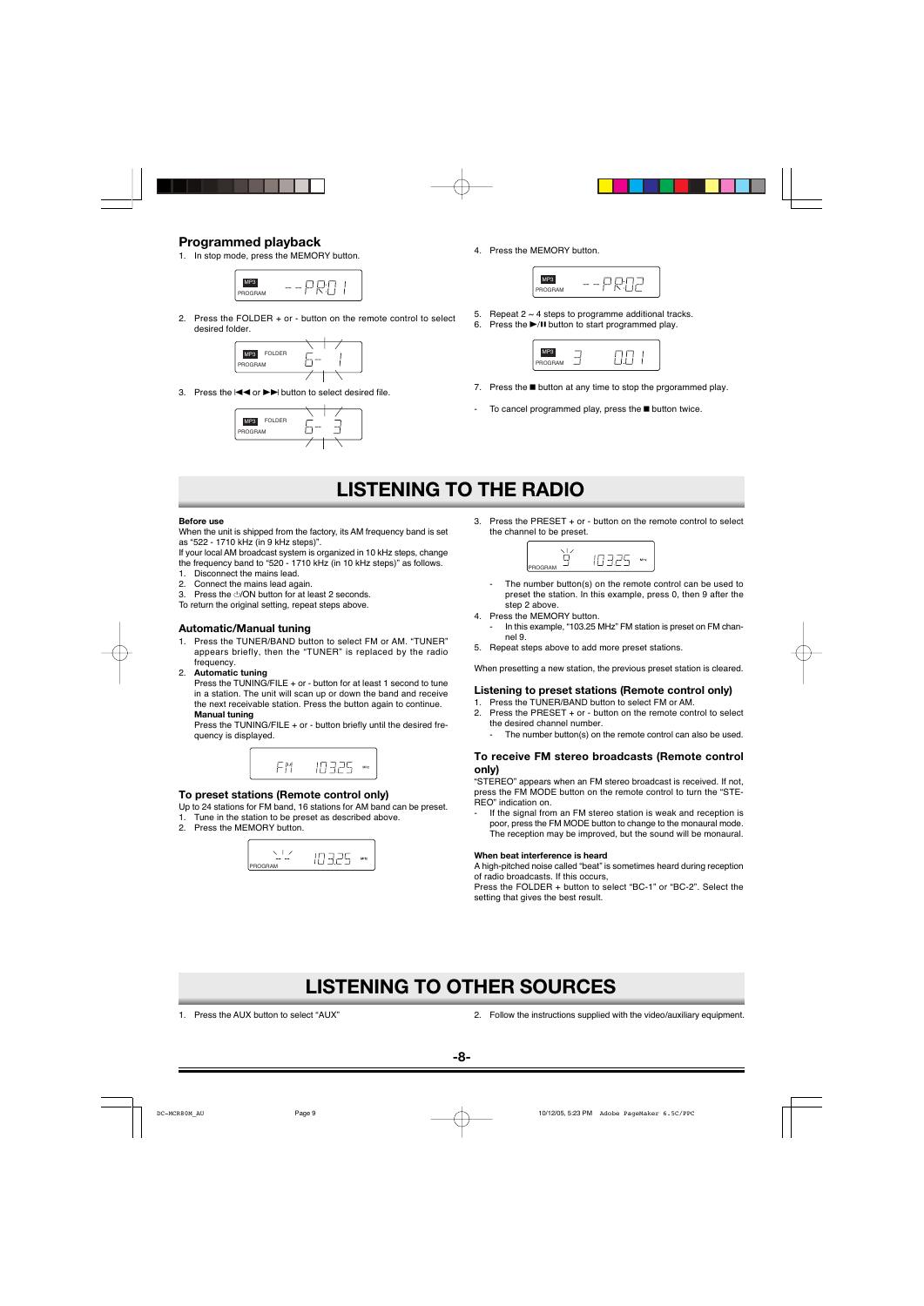## Programmed playback

1. In stop mode, press the MEMORY button.

MP3 PROGRAM - - PR 01

2. Press the FOLDER + or - button on the remote control to select desired folder.

MP3 FOLDER PROGRAM 6 - 1

3. Press the ⏮ or ⏭ button to select desired file.

MP3 FOLDER PROGRAM 6 - 3

4. Press the MEMORY button.

MP3 PROGRAM - - PR 02

5. Repeat 2 ~ 4 steps to programme additional tracks.
6. Press the ▶/II button to start programmed play.

MP3 PROGRAM 3 0.01

7. Press the ■ button at any time to stop the prgorammed play.

- To cancel programmed play, press the ■ button twice.

# LISTENING TO THE RADIO

**Before use**

When the unit is shipped from the factory, its AM frequency band is set as "522 - 1710 kHz (in 9 kHz steps)".

If your local AM broadcast system is organized in 10 kHz steps, change the frequency band to "520 - 1710 kHz (in 10 kHz steps)" as follows.

1. Disconnect the mains lead.
2. Connect the mains lead again.
3. Press the ⏻/ON button for at least 2 seconds.

To return the original setting, repeat steps above.

### Automatic/Manual tuning

1. Press the TUNER/BAND button to select FM or AM. "TUNER" appears briefly, then the "TUNER" is replaced by the radio frequency.
2. **Automatic tuning**
   Press the TUNING/FILE + or - button for at least 1 second to tune in a station. The unit will scan up or down the band and receive the next receivable station. Press the button again to continue.
   **Manual tuning**
   Press the TUNING/FILE + or - button briefly until the desired frequency is displayed.

FM 103.25 MHz

### To preset stations (Remote control only)

Up to 24 stations for FM band, 16 stations for AM band can be preset.

1. Tune in the station to be preset as described above.
2. Press the MEMORY button.

PROGRAM -- 103.25 MHz

3. Press the PRESET + or - button on the remote control to select the channel to be preset.

PROGRAM 9 103.25 MHz

   - The number button(s) on the remote control can be used to preset the station. In this example, press 0, then 9 after the step 2 above.
4. Press the MEMORY button.
   - In this example, "103.25 MHz" FM station is preset on FM channel 9.
5. Repeat steps above to add more preset stations.

When presetting a new station, the previous preset station is cleared.

### Listening to preset stations (Remote control only)

1. Press the TUNER/BAND button to select FM or AM.
2. Press the PRESET + or - button on the remote control to select the desired channel number.
   - The number button(s) on the remote control can also be used.

### To receive FM stereo broadcasts (Remote control only)

"STEREO" appears when an FM stereo broadcast is received. If not, press the FM MODE button on the remote control to turn the "STEREO" indication on.

- If the signal from an FM stereo station is weak and reception is poor, press the FM MODE button to change to the monaural mode. The reception may be improved, but the sound will be monaural.

**When beat interference is heard**

A high-pitched noise called "beat" is sometimes heard during reception of radio broadcasts. If this occurs,

Press the FOLDER + button to select "BC-1" or "BC-2". Select the setting that gives the best result.

# LISTENING TO OTHER SOURCES

1. Press the AUX button to select "AUX"
2. Follow the instructions supplied with the video/auxiliary equipment.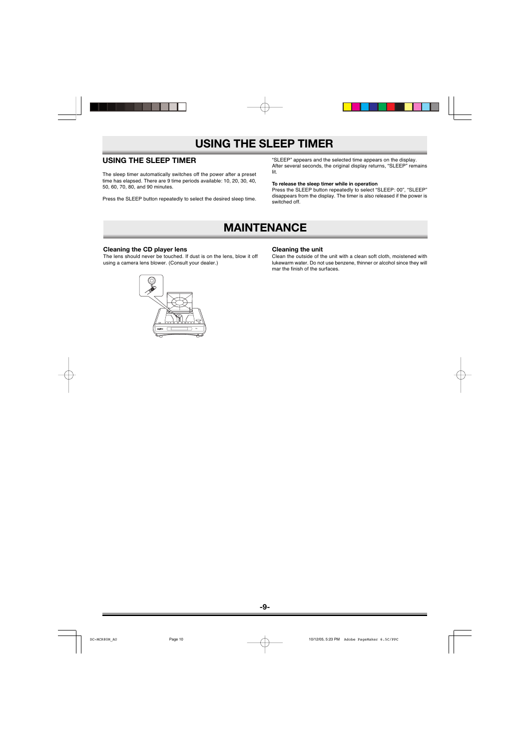# USING THE SLEEP TIMER

## USING THE SLEEP TIMER

The sleep timer automatically switches off the power after a preset time has elapsed. There are 9 time periods available: 10, 20, 30, 40, 50, 60, 70, 80, and 90 minutes.

Press the SLEEP button repeatedly to select the desired sleep time.

"SLEEP" appears and the selected time appears on the display. After several seconds, the original display returns, "SLEEP" remains lit.

**To release the sleep timer while in operation**
Press the SLEEP button repeatedly to select "SLEEP: 00", "SLEEP" disappears from the display. The timer is also released if the power is switched off.

# MAINTENANCE

### Cleaning the CD player lens

The lens should never be touched. If dust is on the lens, blow it off using a camera lens blower. (Consult your dealer.)

### Cleaning the unit

Clean the outside of the unit with a clean soft cloth, moistened with lukewarm water. Do not use benzene, thinner or alcohol since they will mar the finish of the surfaces.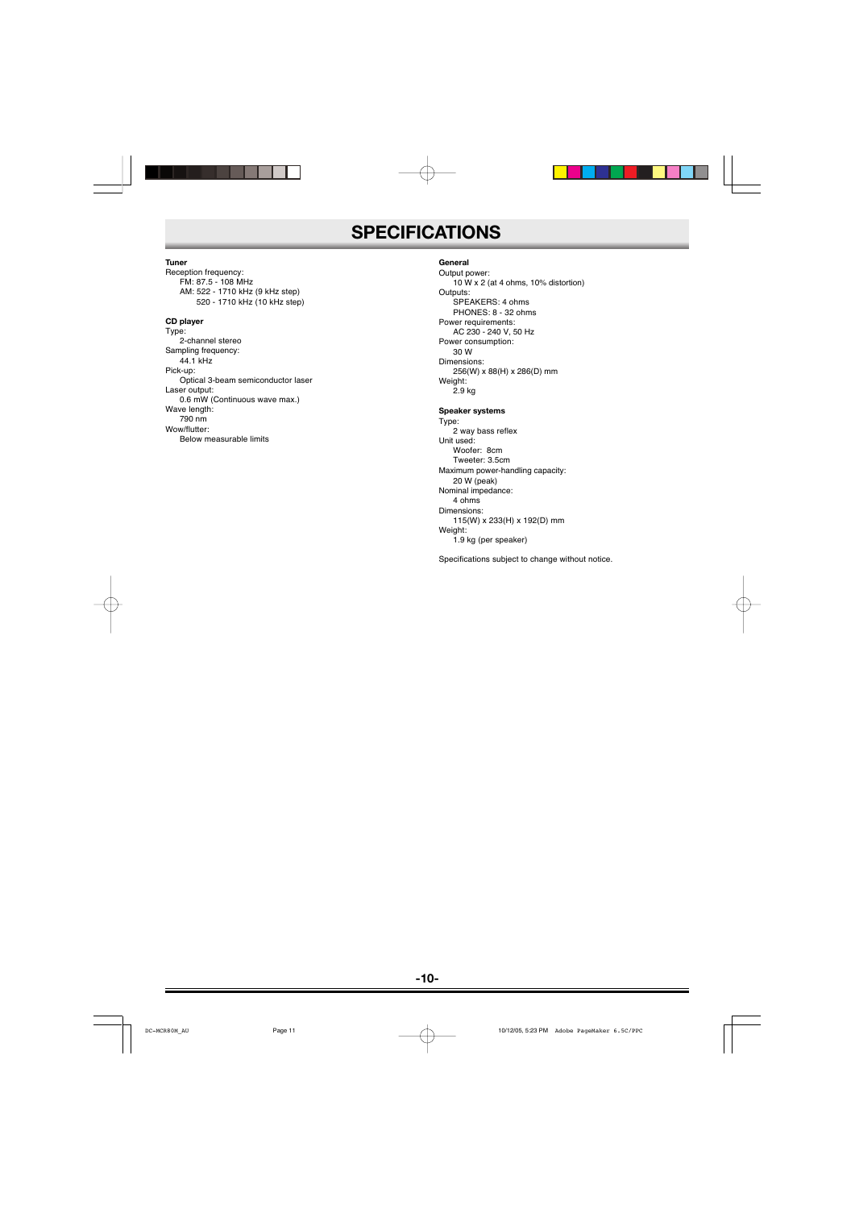# SPECIFICATIONS

**Tuner**

Reception frequency:
- FM: 87.5 - 108 MHz
- AM: 522 - 1710 kHz (9 kHz step)
  - 520 - 1710 kHz (10 kHz step)

**CD player**

Type:
- 2-channel stereo

Sampling frequency:
- 44.1 kHz

Pick-up:
- Optical 3-beam semiconductor laser

Laser output:
- 0.6 mW (Continuous wave max.)

Wave length:
- 790 nm

Wow/flutter:
- Below measurable limits

**General**

Output power:
- 10 W x 2 (at 4 ohms, 10% distortion)

Outputs:
- SPEAKERS: 4 ohms
- PHONES: 8 - 32 ohms

Power requirements:
- AC 230 - 240 V, 50 Hz

Power consumption:
- 30 W

Dimensions:
- 256(W) x 88(H) x 286(D) mm

Weight:
- 2.9 kg

**Speaker systems**

Type:
- 2 way bass reflex

Unit used:
- Woofer: 8cm
- Tweeter: 3.5cm

Maximum power-handling capacity:
- 20 W (peak)

Nominal impedance:
- 4 ohms

Dimensions:
- 115(W) x 233(H) x 192(D) mm

Weight:
- 1.9 kg (per speaker)

Specifications subject to change without notice.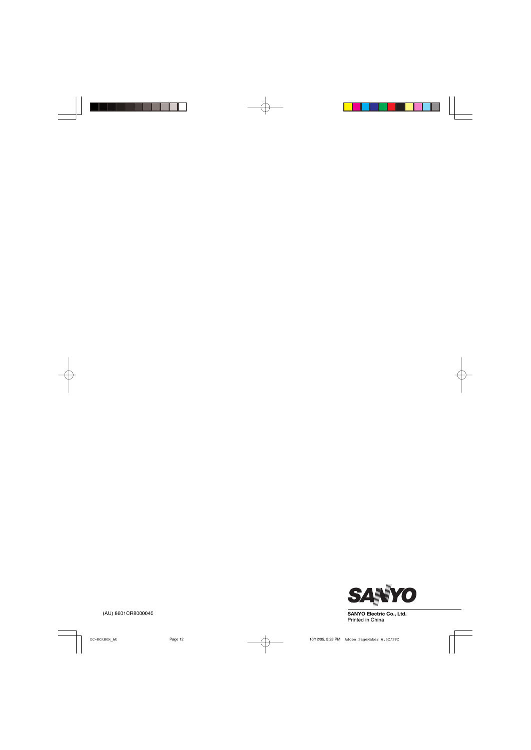(AU) 8601CR8000040

SANYO

**SANYO Electric Co., Ltd.**
Printed in China